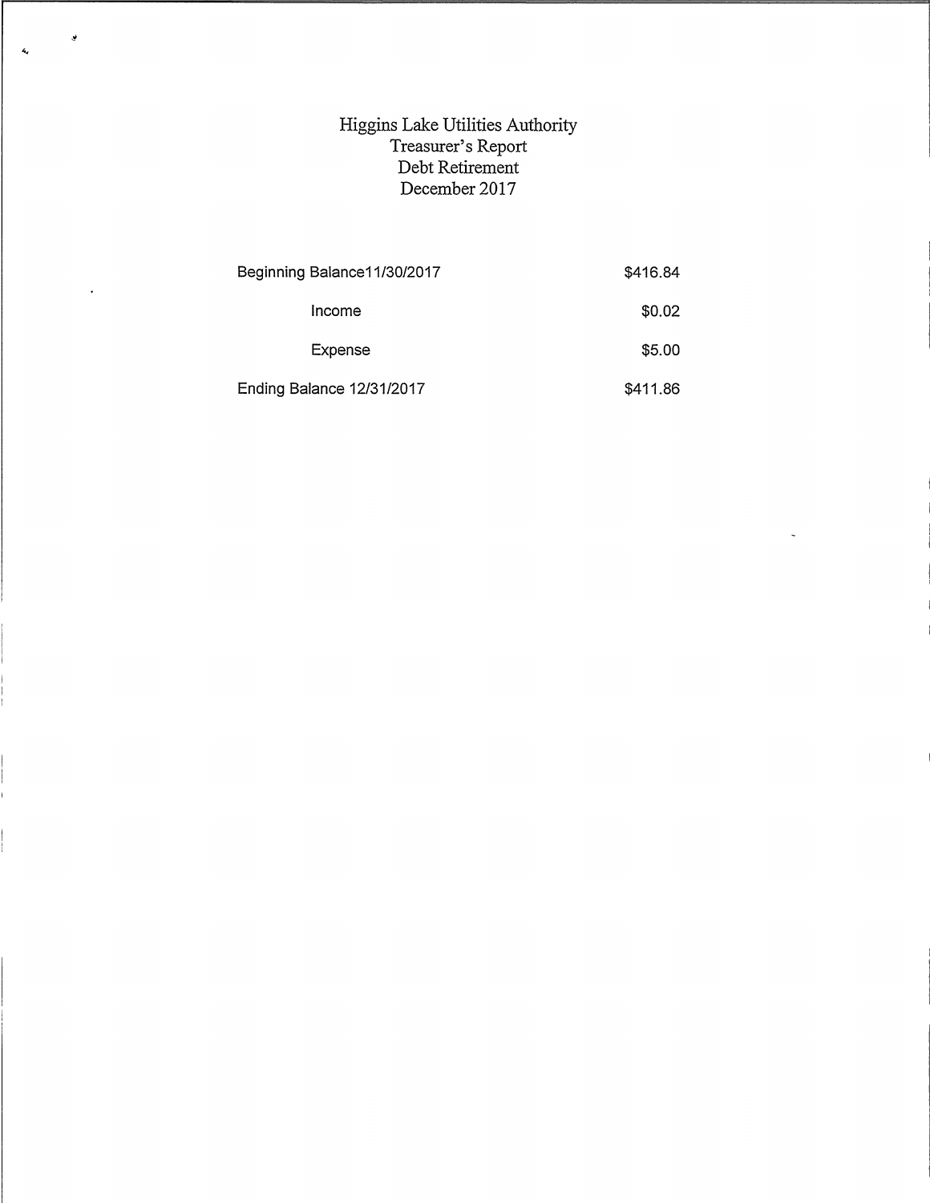# Higgins Lake Utilities Authority
## Treasurer's Report
## Debt Retirement
## December 2017

| | |
|---|---|
| Beginning Balance11/30/2017 | $416.84 |
| Income | $0.02 |
| Expense | $5.00 |
| Ending Balance 12/31/2017 | $411.86 |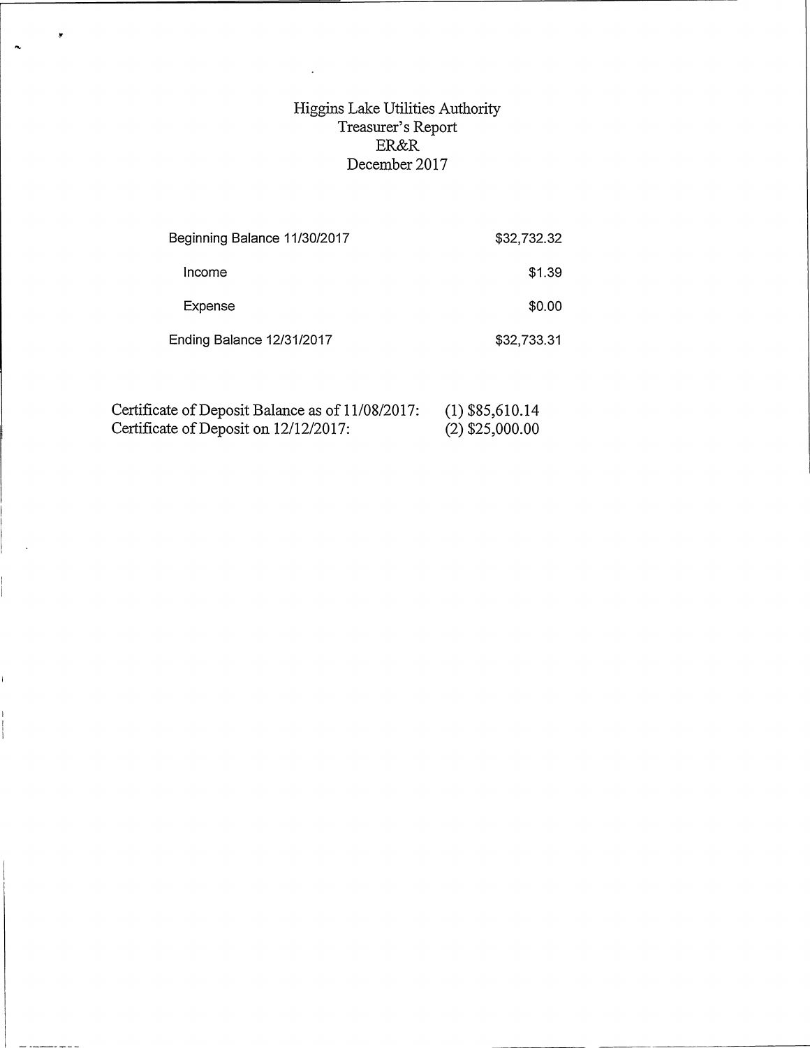# Higgins Lake Utilities Authority
## Treasurer's Report
## ER&R
## December 2017

| | |
|---|---|
| Beginning Balance 11/30/2017 | $32,732.32 |
| Income | $1.39 |
| Expense | $0.00 |
| Ending Balance 12/31/2017 | $32,733.31 |

| | |
|---|---|
| Certificate of Deposit Balance as of 11/08/2017: | (1) $85,610.14 |
| Certificate of Deposit on 12/12/2017: | (2) $25,000.00 |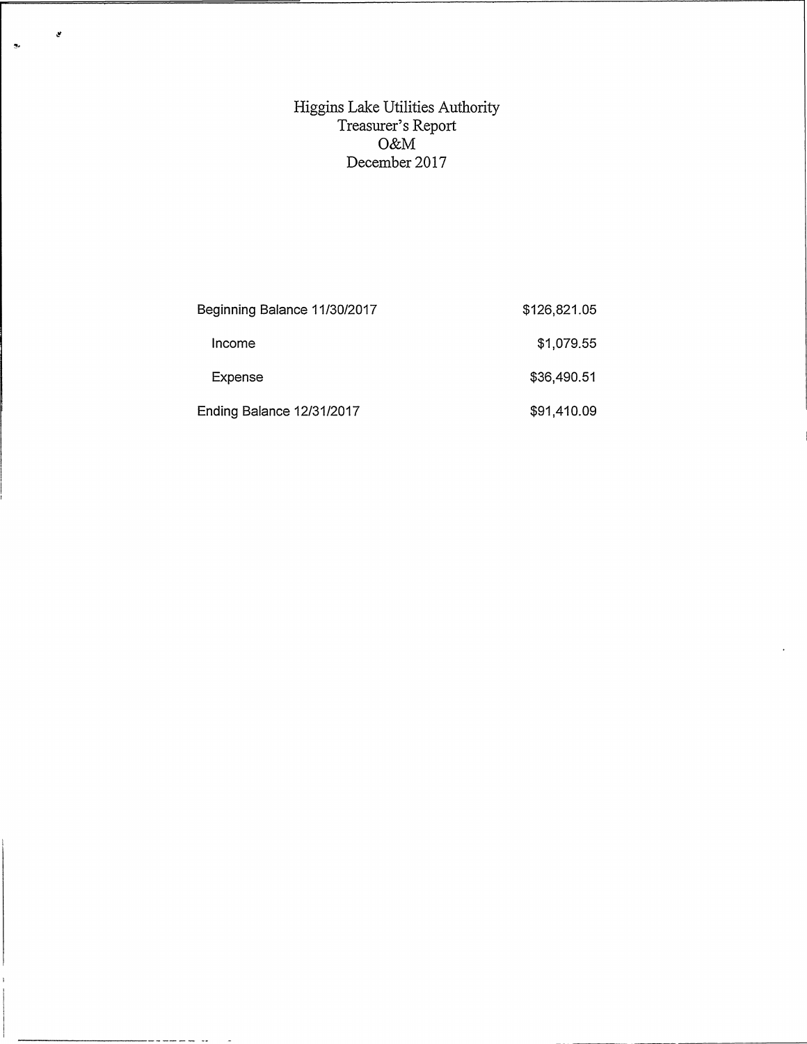# Higgins Lake Utilities Authority
## Treasurer's Report
## O&M
## December 2017

| | |
|---|---|
| Beginning Balance 11/30/2017 | $126,821.05 |
| Income | $1,079.55 |
| Expense | $36,490.51 |
| Ending Balance 12/31/2017 | $91,410.09 |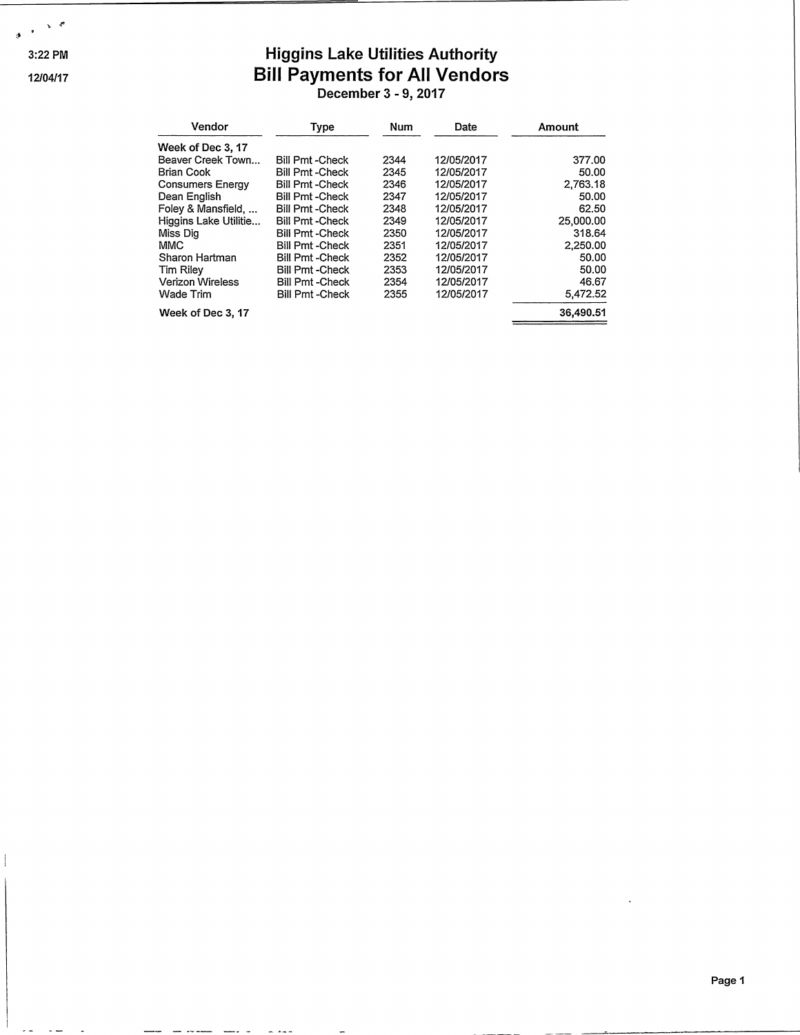# Higgins Lake Utilities Authority

## Bill Payments for All Vendors

**December 3 - 9, 2017**

| Vendor | Type | Num | Date | Amount |
|---|---|---|---|---|
| **Week of Dec 3, 17** | | | | |
| Beaver Creek Town... | Bill Pmt -Check | 2344 | 12/05/2017 | 377.00 |
| Brian Cook | Bill Pmt -Check | 2345 | 12/05/2017 | 50.00 |
| Consumers Energy | Bill Pmt -Check | 2346 | 12/05/2017 | 2,763.18 |
| Dean English | Bill Pmt -Check | 2347 | 12/05/2017 | 50.00 |
| Foley & Mansfield, ... | Bill Pmt -Check | 2348 | 12/05/2017 | 62.50 |
| Higgins Lake Utilitie... | Bill Pmt -Check | 2349 | 12/05/2017 | 25,000.00 |
| Miss Dig | Bill Pmt -Check | 2350 | 12/05/2017 | 318.64 |
| MMC | Bill Pmt -Check | 2351 | 12/05/2017 | 2,250.00 |
| Sharon Hartman | Bill Pmt -Check | 2352 | 12/05/2017 | 50.00 |
| Tim Riley | Bill Pmt -Check | 2353 | 12/05/2017 | 50.00 |
| Verizon Wireless | Bill Pmt -Check | 2354 | 12/05/2017 | 46.67 |
| Wade Trim | Bill Pmt -Check | 2355 | 12/05/2017 | 5,472.52 |
| **Week of Dec 3, 17** | | | | **36,490.51** |